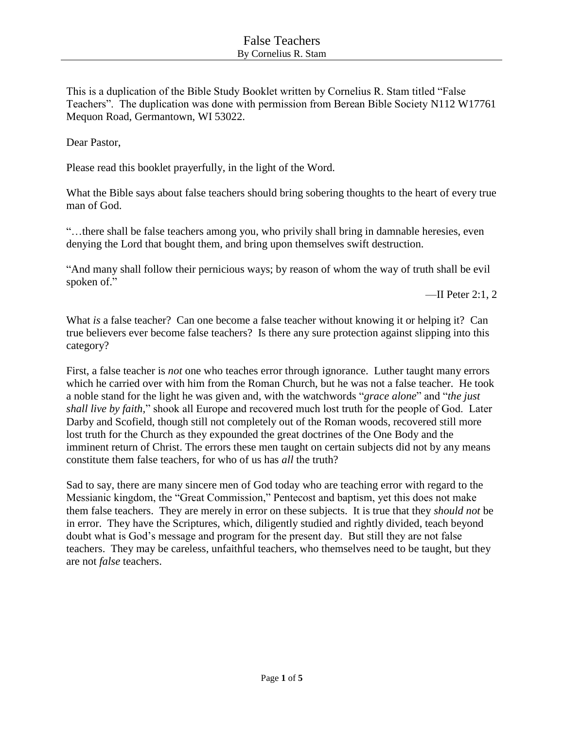# False Teachers

By Cornelius R. Stam

This is a duplication of the Bible Study Booklet written by Cornelius R. Stam titled "False Teachers". The duplication was done with permission from Berean Bible Society N112 W17761 Mequon Road, Germantown, WI 53022.

Dear Pastor,

Please read this booklet prayerfully, in the light of the Word.

What the Bible says about false teachers should bring sobering thoughts to the heart of every true man of God.

"…there shall be false teachers among you, who privily shall bring in damnable heresies, even denying the Lord that bought them, and bring upon themselves swift destruction.

"And many shall follow their pernicious ways; by reason of whom the way of truth shall be evil spoken of."

—II Peter 2:1, 2

What *is* a false teacher? Can one become a false teacher without knowing it or helping it? Can true believers ever become false teachers? Is there any sure protection against slipping into this category?

First, a false teacher is *not* one who teaches error through ignorance. Luther taught many errors which he carried over with him from the Roman Church, but he was not a false teacher. He took a noble stand for the light he was given and, with the watchwords "*grace alone*" and "*the just shall live by faith*," shook all Europe and recovered much lost truth for the people of God. Later Darby and Scofield, though still not completely out of the Roman woods, recovered still more lost truth for the Church as they expounded the great doctrines of the One Body and the imminent return of Christ. The errors these men taught on certain subjects did not by any means constitute them false teachers, for who of us has *all* the truth?

Sad to say, there are many sincere men of God today who are teaching error with regard to the Messianic kingdom, the "Great Commission," Pentecost and baptism, yet this does not make them false teachers. They are merely in error on these subjects. It is true that they *should not* be in error. They have the Scriptures, which, diligently studied and rightly divided, teach beyond doubt what is God's message and program for the present day. But still they are not false teachers. They may be careless, unfaithful teachers, who themselves need to be taught, but they are not *false* teachers.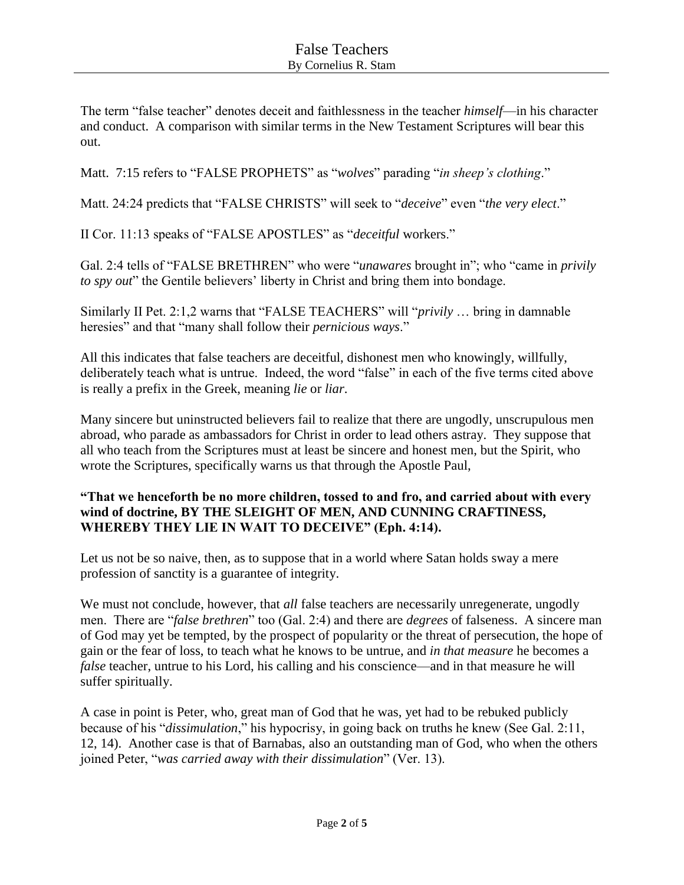The term “false teacher” denotes deceit and faithlessness in the teacher *himself*—in his character and conduct. A comparison with similar terms in the New Testament Scriptures will bear this out.

Matt. 7:15 refers to “FALSE PROPHETS” as “*wolves*” parading “*in sheep’s clothing*.”

Matt. 24:24 predicts that “FALSE CHRISTS” will seek to “*deceive*” even “*the very elect*.”

II Cor. 11:13 speaks of “FALSE APOSTLES” as “*deceitful* workers.”

Gal. 2:4 tells of “FALSE BRETHREN” who were “*unawares* brought in”; who “came in *privily to spy out*” the Gentile believers’ liberty in Christ and bring them into bondage.

Similarly II Pet. 2:1,2 warns that “FALSE TEACHERS” will “*privily* … bring in damnable heresies” and that “many shall follow their *pernicious ways*.”

All this indicates that false teachers are deceitful, dishonest men who knowingly, willfully, deliberately teach what is untrue. Indeed, the word “false” in each of the five terms cited above is really a prefix in the Greek, meaning *lie* or *liar*.

Many sincere but uninstructed believers fail to realize that there are ungodly, unscrupulous men abroad, who parade as ambassadors for Christ in order to lead others astray. They suppose that all who teach from the Scriptures must at least be sincere and honest men, but the Spirit, who wrote the Scriptures, specifically warns us that through the Apostle Paul,

**“That we henceforth be no more children, tossed to and fro, and carried about with every wind of doctrine, BY THE SLEIGHT OF MEN, AND CUNNING CRAFTINESS, WHEREBY THEY LIE IN WAIT TO DECEIVE” (Eph. 4:14).**

Let us not be so naive, then, as to suppose that in a world where Satan holds sway a mere profession of sanctity is a guarantee of integrity.

We must not conclude, however, that *all* false teachers are necessarily unregenerate, ungodly men. There are “*false brethren*” too (Gal. 2:4) and there are *degrees* of falseness. A sincere man of God may yet be tempted, by the prospect of popularity or the threat of persecution, the hope of gain or the fear of loss, to teach what he knows to be untrue, and *in that measure* he becomes a *false* teacher, untrue to his Lord, his calling and his conscience—and in that measure he will suffer spiritually.

A case in point is Peter, who, great man of God that he was, yet had to be rebuked publicly because of his “*dissimulation*,” his hypocrisy, in going back on truths he knew (See Gal. 2:11, 12, 14). Another case is that of Barnabas, also an outstanding man of God, who when the others joined Peter, “*was carried away with their dissimulation*” (Ver. 13).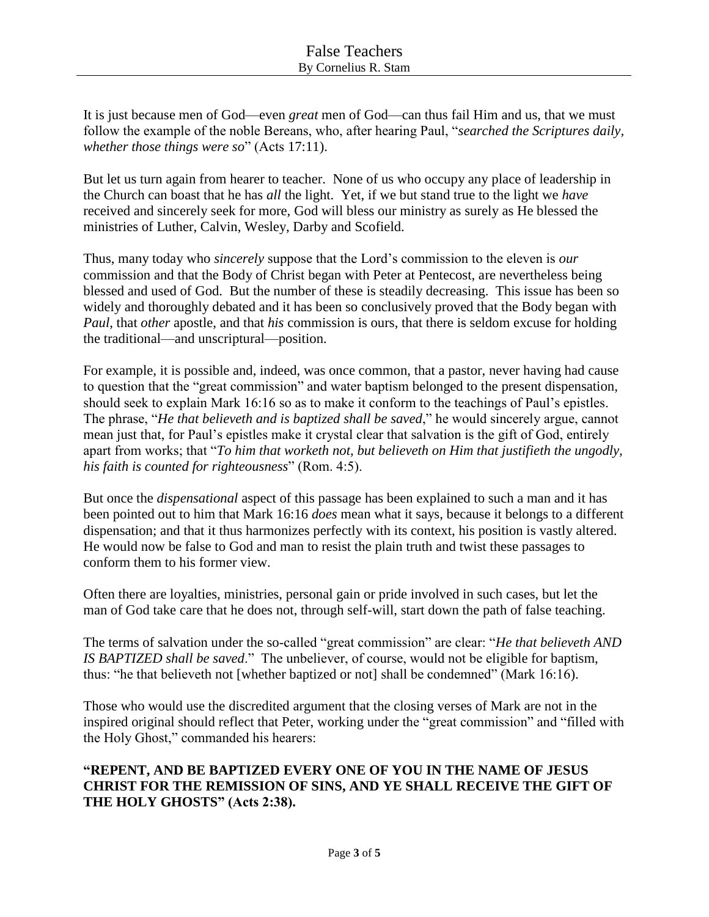It is just because men of God—even *great* men of God—can thus fail Him and us, that we must follow the example of the noble Bereans, who, after hearing Paul, "*searched the Scriptures daily, whether those things were so*" (Acts 17:11).

But let us turn again from hearer to teacher. None of us who occupy any place of leadership in the Church can boast that he has *all* the light. Yet, if we but stand true to the light we *have* received and sincerely seek for more, God will bless our ministry as surely as He blessed the ministries of Luther, Calvin, Wesley, Darby and Scofield.

Thus, many today who *sincerely* suppose that the Lord's commission to the eleven is *our* commission and that the Body of Christ began with Peter at Pentecost, are nevertheless being blessed and used of God. But the number of these is steadily decreasing. This issue has been so widely and thoroughly debated and it has been so conclusively proved that the Body began with *Paul*, that *other* apostle, and that *his* commission is ours, that there is seldom excuse for holding the traditional—and unscriptural—position.

For example, it is possible and, indeed, was once common, that a pastor, never having had cause to question that the "great commission" and water baptism belonged to the present dispensation, should seek to explain Mark 16:16 so as to make it conform to the teachings of Paul's epistles. The phrase, "*He that believeth and is baptized shall be saved*," he would sincerely argue, cannot mean just that, for Paul's epistles make it crystal clear that salvation is the gift of God, entirely apart from works; that "*To him that worketh not, but believeth on Him that justifieth the ungodly, his faith is counted for righteousness*" (Rom. 4:5).

But once the *dispensational* aspect of this passage has been explained to such a man and it has been pointed out to him that Mark 16:16 *does* mean what it says, because it belongs to a different dispensation; and that it thus harmonizes perfectly with its context, his position is vastly altered. He would now be false to God and man to resist the plain truth and twist these passages to conform them to his former view.

Often there are loyalties, ministries, personal gain or pride involved in such cases, but let the man of God take care that he does not, through self-will, start down the path of false teaching.

The terms of salvation under the so-called "great commission" are clear: "*He that believeth AND IS BAPTIZED shall be saved*." The unbeliever, of course, would not be eligible for baptism, thus: "he that believeth not [whether baptized or not] shall be condemned" (Mark 16:16).

Those who would use the discredited argument that the closing verses of Mark are not in the inspired original should reflect that Peter, working under the "great commission" and "filled with the Holy Ghost," commanded his hearers:

**"REPENT, AND BE BAPTIZED EVERY ONE OF YOU IN THE NAME OF JESUS CHRIST FOR THE REMISSION OF SINS, AND YE SHALL RECEIVE THE GIFT OF THE HOLY GHOSTS" (Acts 2:38).**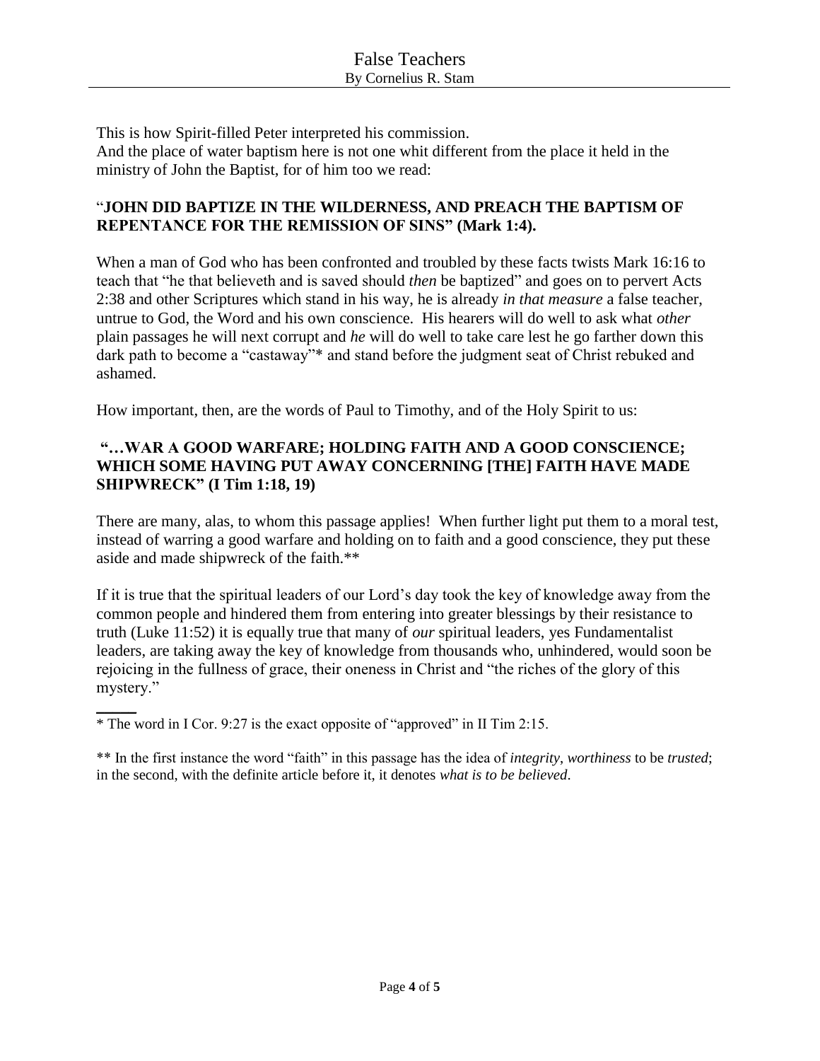This is how Spirit-filled Peter interpreted his commission.
And the place of water baptism here is not one whit different from the place it held in the ministry of John the Baptist, for of him too we read:

"**JOHN DID BAPTIZE IN THE WILDERNESS, AND PREACH THE BAPTISM OF REPENTANCE FOR THE REMISSION OF SINS" (Mark 1:4).**

When a man of God who has been confronted and troubled by these facts twists Mark 16:16 to teach that "he that believeth and is saved should *then* be baptized" and goes on to pervert Acts 2:38 and other Scriptures which stand in his way, he is already *in that measure* a false teacher, untrue to God, the Word and his own conscience. His hearers will do well to ask what *other* plain passages he will next corrupt and *he* will do well to take care lest he go farther down this dark path to become a "castaway"* and stand before the judgment seat of Christ rebuked and ashamed.

How important, then, are the words of Paul to Timothy, and of the Holy Spirit to us:

**"…WAR A GOOD WARFARE; HOLDING FAITH AND A GOOD CONSCIENCE; WHICH SOME HAVING PUT AWAY CONCERNING [THE] FAITH HAVE MADE SHIPWRECK" (I Tim 1:18, 19)**

There are many, alas, to whom this passage applies! When further light put them to a moral test, instead of warring a good warfare and holding on to faith and a good conscience, they put these aside and made shipwreck of the faith.**

If it is true that the spiritual leaders of our Lord's day took the key of knowledge away from the common people and hindered them from entering into greater blessings by their resistance to truth (Luke 11:52) it is equally true that many of *our* spiritual leaders, yes Fundamentalist leaders, are taking away the key of knowledge from thousands who, unhindered, would soon be rejoicing in the fullness of grace, their oneness in Christ and "the riches of the glory of this mystery."

---

* The word in I Cor. 9:27 is the exact opposite of "approved" in II Tim 2:15.

** In the first instance the word "faith" in this passage has the idea of *integrity*, *worthiness* to be *trusted*; in the second, with the definite article before it, it denotes *what is to be believed*.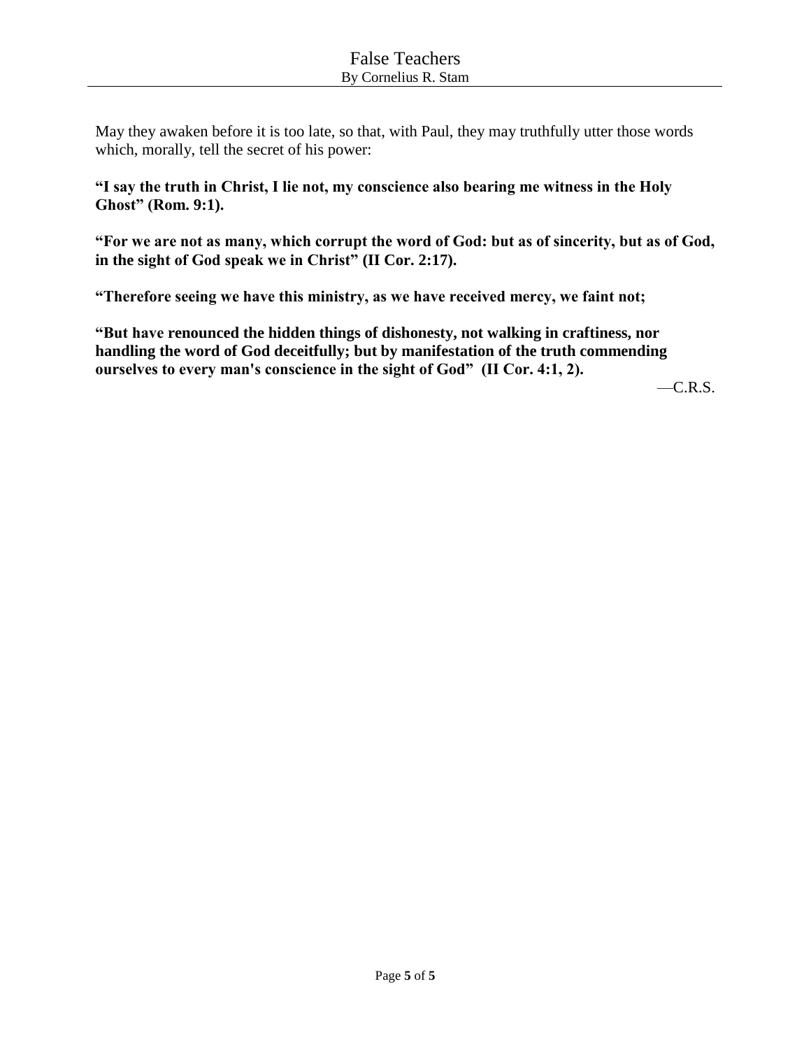May they awaken before it is too late, so that, with Paul, they may truthfully utter those words which, morally, tell the secret of his power:

**"I say the truth in Christ, I lie not, my conscience also bearing me witness in the Holy Ghost" (Rom. 9:1).**

**"For we are not as many, which corrupt the word of God: but as of sincerity, but as of God, in the sight of God speak we in Christ" (II Cor. 2:17).**

**"Therefore seeing we have this ministry, as we have received mercy, we faint not;**

**"But have renounced the hidden things of dishonesty, not walking in craftiness, nor handling the word of God deceitfully; but by manifestation of the truth commending ourselves to every man's conscience in the sight of God" (II Cor. 4:1, 2).**

—C.R.S.